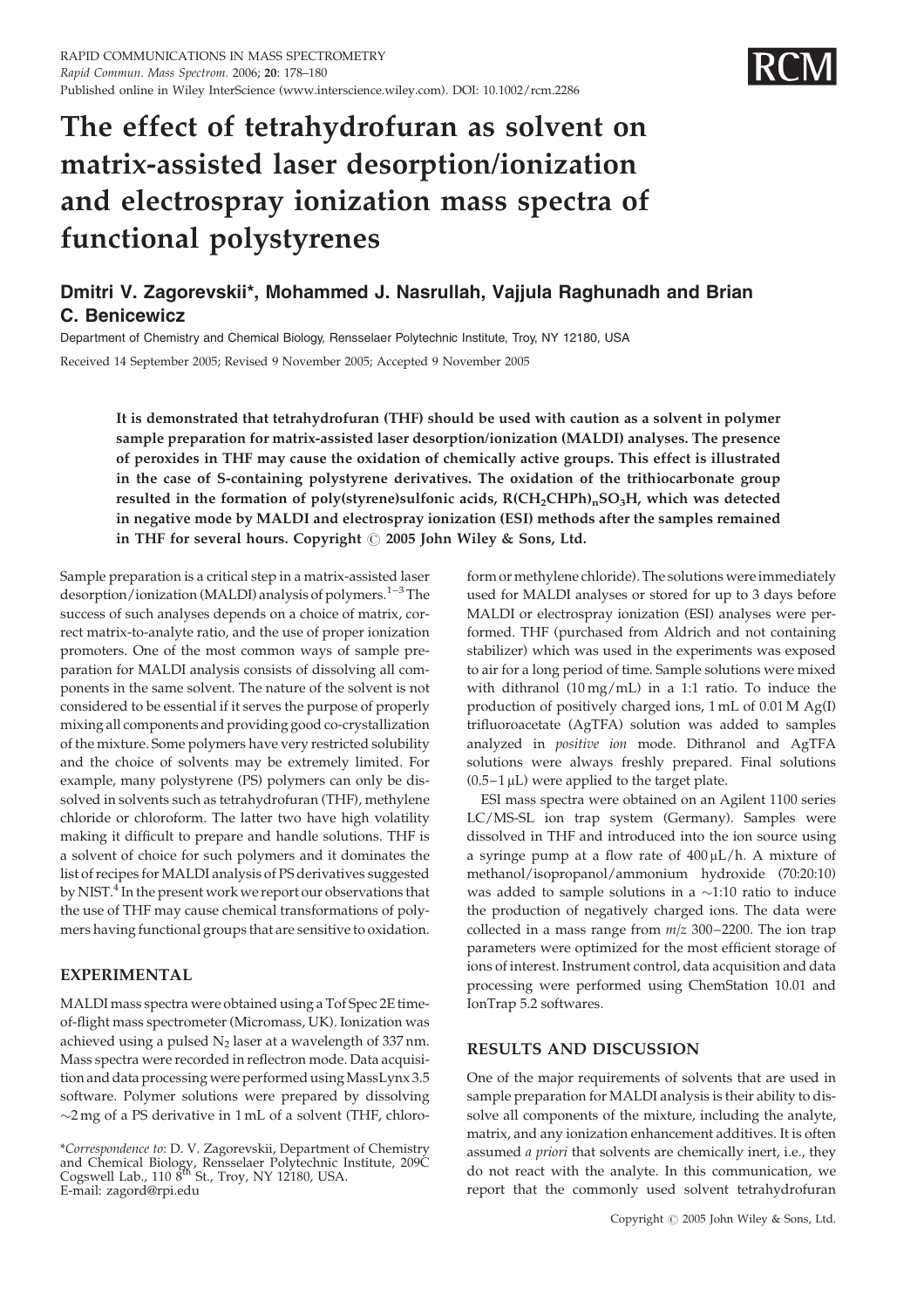# The effect of tetrahydrofuran as solvent on matrix-assisted laser desorption/ionization and electrospray ionization mass spectra of functional polystyrenes

**Dmitri V. Zagorevskii\*, Mohammed J. Nasrullah, Vajjula Raghunadh and Brian C. Benicewicz**

Department of Chemistry and Chemical Biology, Rensselaer Polytechnic Institute, Troy, NY 12180, USA

Received 14 September 2005; Revised 9 November 2005; Accepted 9 November 2005

**It is demonstrated that tetrahydrofuran (THF) should be used with caution as a solvent in polymer sample preparation for matrix-assisted laser desorption/ionization (MALDI) analyses. The presence of peroxides in THF may cause the oxidation of chemically active groups. This effect is illustrated in the case of S-containing polystyrene derivatives. The oxidation of the trithiocarbonate group resulted in the formation of poly(styrene)sulfonic acids, $R(CH_2CHPh)_nSO_3H$, which was detected in negative mode by MALDI and electrospray ionization (ESI) methods after the samples remained in THF for several hours. Copyright © 2005 John Wiley & Sons, Ltd.**

Sample preparation is a critical step in a matrix-assisted laser desorption/ionization (MALDI) analysis of polymers.[1–3] The success of such analyses depends on a choice of matrix, correct matrix-to-analyte ratio, and the use of proper ionization promoters. One of the most common ways of sample preparation for MALDI analysis consists of dissolving all components in the same solvent. The nature of the solvent is not considered to be essential if it serves the purpose of properly mixing all components and providing good co-crystallization of the mixture. Some polymers have very restricted solubility and the choice of solvents may be extremely limited. For example, many polystyrene (PS) polymers can only be dissolved in solvents such as tetrahydrofuran (THF), methylene chloride or chloroform. The latter two have high volatility making it difficult to prepare and handle solutions. THF is a solvent of choice for such polymers and it dominates the list of recipes for MALDI analysis of PS derivatives suggested by NIST.[4] In the present work we report our observations that the use of THF may cause chemical transformations of polymers having functional groups that are sensitive to oxidation.

## EXPERIMENTAL

MALDI mass spectra were obtained using a Tof Spec 2E time-of-flight mass spectrometer (Micromass, UK). Ionization was achieved using a pulsed $N_2$ laser at a wavelength of 337 nm. Mass spectra were recorded in reflectron mode. Data acquisition and data processing were performed using MassLynx 3.5 software. Polymer solutions were prepared by dissolving ~2 mg of a PS derivative in 1 mL of a solvent (THF, chloroform or methylene chloride). The solutions were immediately used for MALDI analyses or stored for up to 3 days before MALDI or electrospray ionization (ESI) analyses were performed. THF (purchased from Aldrich and not containing stabilizer) which was used in the experiments was exposed to air for a long period of time. Sample solutions were mixed with dithranol (10 mg/mL) in a 1:1 ratio. To induce the production of positively charged ions, 1 mL of 0.01 M Ag(I) trifluoroacetate (AgTFA) solution was added to samples analyzed in *positive ion* mode. Dithranol and AgTFA solutions were always freshly prepared. Final solutions (0.5–1 μL) were applied to the target plate.

ESI mass spectra were obtained on an Agilent 1100 series LC/MS-SL ion trap system (Germany). Samples were dissolved in THF and introduced into the ion source using a syringe pump at a flow rate of 400 μL/h. A mixture of methanol/isopropanol/ammonium hydroxide (70:20:10) was added to sample solutions in a ~1:10 ratio to induce the production of negatively charged ions. The data were collected in a mass range from *m/z* 300–2200. The ion trap parameters were optimized for the most efficient storage of ions of interest. Instrument control, data acquisition and data processing were performed using ChemStation 10.01 and IonTrap 5.2 softwares.

## RESULTS AND DISCUSSION

One of the major requirements of solvents that are used in sample preparation for MALDI analysis is their ability to dissolve all components of the mixture, including the analyte, matrix, and any ionization enhancement additives. It is often assumed *a priori* that solvents are chemically inert, i.e., they do not react with the analyte. In this communication, we report that the commonly used solvent tetrahydrofuran

\*Correspondence to: D. V. Zagorevskii, Department of Chemistry and Chemical Biology, Rensselaer Polytechnic Institute, 209C Cogswell Lab., 110 8th St., Troy, NY 12180, USA.
E-mail: zagord@rpi.edu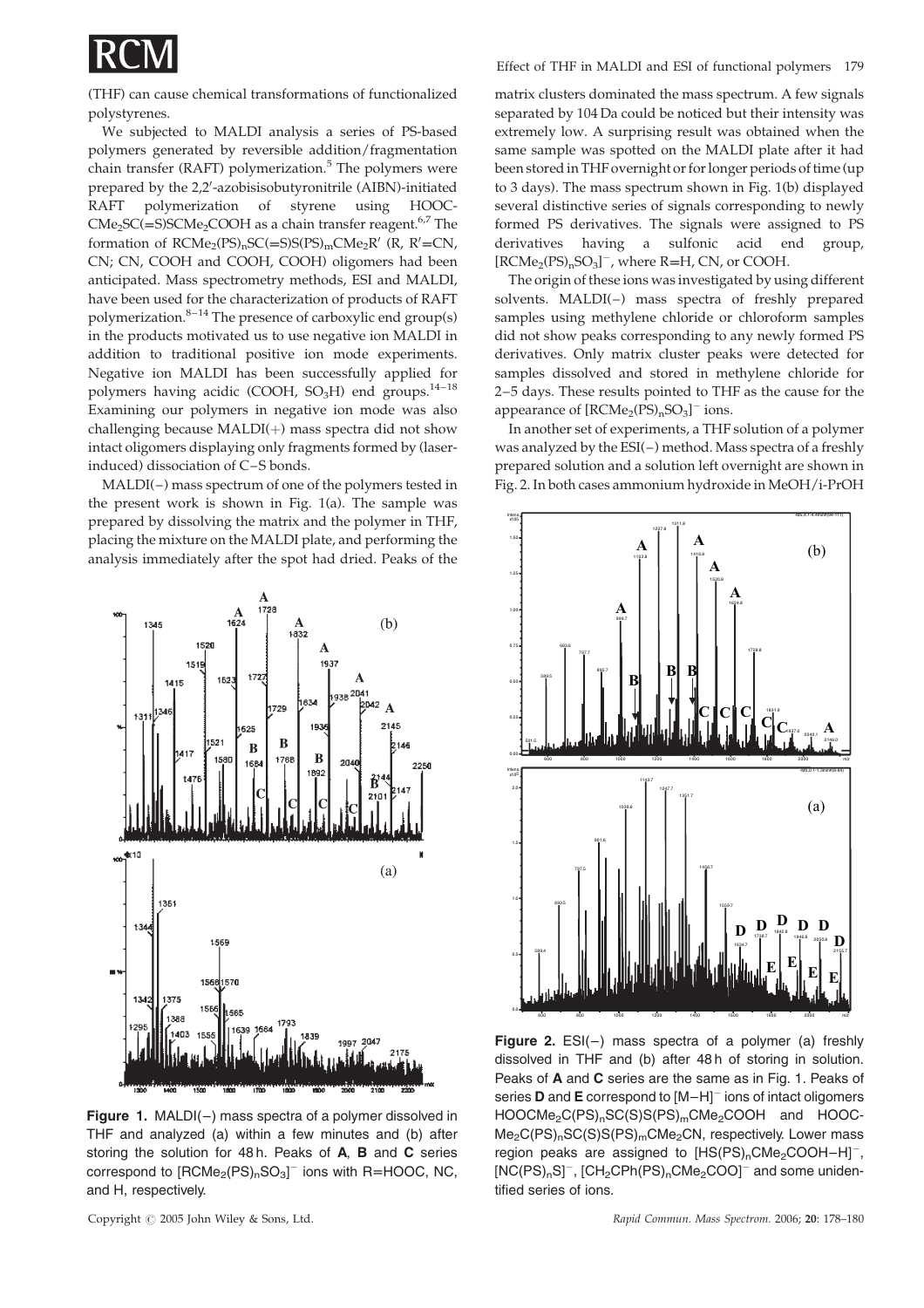(THF) can cause chemical transformations of functionalized polystyrenes.

We subjected to MALDI analysis a series of PS-based polymers generated by reversible addition/fragmentation chain transfer (RAFT) polymerization.[5] The polymers were prepared by the 2,2′-azobisisobutyronitrile (AIBN)-initiated RAFT polymerization of styrene using HOOC-$CMe_2SC(=S)SCMe_2COOH$ as a chain transfer reagent.[6,7] The formation of $RCMe_2(PS)_nSC(=S)S(PS)_mCMe_2R'$ (R, R′=CN, CN; CN, COOH and COOH, COOH) oligomers had been anticipated. Mass spectrometry methods, ESI and MALDI, have been used for the characterization of products of RAFT polymerization.[8–14] The presence of carboxylic end group(s) in the products motivated us to use negative ion MALDI in addition to traditional positive ion mode experiments. Negative ion MALDI has been successfully applied for polymers having acidic (COOH, $SO_3H$) end groups.[14–18] Examining our polymers in negative ion mode was also challenging because MALDI(+) mass spectra did not show intact oligomers displaying only fragments formed by (laser-induced) dissociation of C–S bonds.

MALDI(−) mass spectrum of one of the polymers tested in the present work is shown in Fig. 1(a). The sample was prepared by dissolving the matrix and the polymer in THF, placing the mixture on the MALDI plate, and performing the analysis immediately after the spot had dried. Peaks of the matrix clusters dominated the mass spectrum. A few signals separated by 104 Da could be noticed but their intensity was extremely low. A surprising result was obtained when the same sample was spotted on the MALDI plate after it had been stored in THF overnight or for longer periods of time (up to 3 days). The mass spectrum shown in Fig. 1(b) displayed several distinctive series of signals corresponding to newly formed PS derivatives. The signals were assigned to PS derivatives having a sulfonic acid end group, $[RCMe_2(PS)_nSO_3]^-$, where R=H, CN, or COOH.

**Figure 1.** MALDI(−) mass spectra of a polymer dissolved in THF and analyzed (a) within a few minutes and (b) after storing the solution for 48 h. Peaks of **A**, **B** and **C** series correspond to $[RCMe_2(PS)_nSO_3]^-$ ions with R=HOOC, NC, and H, respectively.

The origin of these ions was investigated by using different solvents. MALDI(−) mass spectra of freshly prepared samples using methylene chloride or chloroform samples did not show peaks corresponding to any newly formed PS derivatives. Only matrix cluster peaks were detected for samples dissolved and stored in methylene chloride for 2–5 days. These results pointed to THF as the cause for the appearance of $[RCMe_2(PS)_nSO_3]^-$ ions.

In another set of experiments, a THF solution of a polymer was analyzed by the ESI(−) method. Mass spectra of a freshly prepared solution and a solution left overnight are shown in Fig. 2. In both cases ammonium hydroxide in MeOH/i-PrOH

**Figure 2.** ESI(−) mass spectra of a polymer (a) freshly dissolved in THF and (b) after 48 h of storing in solution. Peaks of **A** and **C** series are the same as in Fig. 1. Peaks of series **D** and **E** correspond to $[M-H]^-$ ions of intact oligomers $HOOCMe_2C(PS)_nSC(S)S(PS)_mCMe_2COOH$ and $HOOCMe_2C(PS)_nSC(S)S(PS)_mCMe_2CN$, respectively. Lower mass region peaks are assigned to $[HS(PS)_nCMe_2COOH-H]^-$, $[NC(PS)_nS]^-$, $[CH_2CPh(PS)_nCMe_2COO]^-$ and some unidentified series of ions.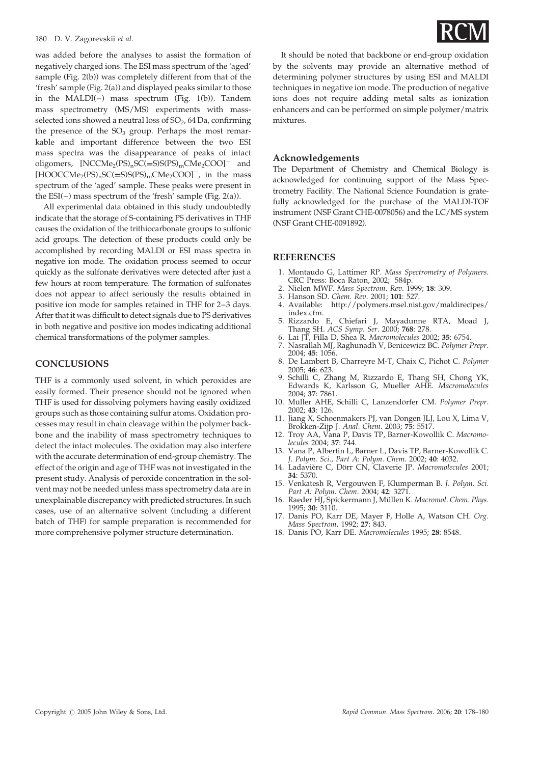was added before the analyses to assist the formation of negatively charged ions. The ESI mass spectrum of the 'aged' sample (Fig. 2(b)) was completely different from that of the 'fresh' sample (Fig. 2(a)) and displayed peaks similar to those in the MALDI(−) mass spectrum (Fig. 1(b)). Tandem mass spectrometry (MS/MS) experiments with mass-selected ions showed a neutral loss of $SO_2$, 64 Da, confirming the presence of the $SO_3$ group. Perhaps the most remarkable and important difference between the two ESI mass spectra was the disappearance of peaks of intact oligomers, $[NCCMe_2(PS)_nSC(=S)S(PS)_mCMe_2COO]^-$ and $[HOOCCMe_2(PS)_nSC(=S)S(PS)_mCMe_2COO]^-$, in the mass spectrum of the 'aged' sample. These peaks were present in the ESI(−) mass spectrum of the 'fresh' sample (Fig. 2(a)).

All experimental data obtained in this study undoubtedly indicate that the storage of S-containing PS derivatives in THF causes the oxidation of the trithiocarbonate groups to sulfonic acid groups. The detection of these products could only be accomplished by recording MALDI or ESI mass spectra in negative ion mode. The oxidation process seemed to occur quickly as the sulfonate derivatives were detected after just a few hours at room temperature. The formation of sulfonates does not appear to affect seriously the results obtained in positive ion mode for samples retained in THF for 2–3 days. After that it was difficult to detect signals due to PS derivatives in both negative and positive ion modes indicating additional chemical transformations of the polymer samples.

## CONCLUSIONS

THF is a commonly used solvent, in which peroxides are easily formed. Their presence should not be ignored when THF is used for dissolving polymers having easily oxidized groups such as those containing sulfur atoms. Oxidation processes may result in chain cleavage within the polymer backbone and the inability of mass spectrometry techniques to detect the intact molecules. The oxidation may also interfere with the accurate determination of end-group chemistry. The effect of the origin and age of THF was not investigated in the present study. Analysis of peroxide concentration in the solvent may not be needed unless mass spectrometry data are in unexplainable discrepancy with predicted structures. In such cases, use of an alternative solvent (including a different batch of THF) for sample preparation is recommended for more comprehensive polymer structure determination.

It should be noted that backbone or end-group oxidation by the solvents may provide an alternative method of determining polymer structures by using ESI and MALDI techniques in negative ion mode. The production of negative ions does not require adding metal salts as ionization enhancers and can be performed on simple polymer/matrix mixtures.

### Acknowledgements

The Department of Chemistry and Chemical Biology is acknowledged for continuing support of the Mass Spectrometry Facility. The National Science Foundation is gratefully acknowledged for the purchase of the MALDI-TOF instrument (NSF Grant CHE-0078056) and the LC/MS system (NSF Grant CHE-0091892).

## REFERENCES

1. Montaudo G, Lattimer RP. *Mass Spectrometry of Polymers*. CRC Press: Boca Raton, 2002; 584p.
2. Nielen MWF. *Mass Spectrom. Rev.* 1999; **18**: 309.
3. Hanson SD. *Chem. Rev.* 2001; **101**: 527.
4. Available: http://polymers.msel.nist.gov/maldirecipes/index.cfm.
5. Rizzardo E, Chiefari J, Mayadunne RTA, Moad J, Thang SH. *ACS Symp. Ser.* 2000; **768**: 278.
6. Lai JT, Filla D, Shea R. *Macromolecules* 2002; **35**: 6754.
7. Nasrallah MJ, Raghunadh V, Benicewicz BC. *Polymer Prepr.* 2004; **45**: 1056.
8. De Lambert B, Charreyre M-T, Chaix C, Pichot C. *Polymer* 2005; **46**: 623.
9. Schilli C, Zhang M, Rizzardo E, Thang SH, Chong YK, Edwards K, Karlsson G, Mueller AHE. *Macromolecules* 2004; **37**: 7861.
10. Müller AHE, Schilli C, Lanzendörfer CM. *Polymer Prepr.* 2002; **43**: 126.
11. Jiang X, Schoenmakers PJ, van Dongen JLJ, Lou X, Lima V, Brokken-Zijp J. *Anal. Chem.* 2003; **75**: 5517.
12. Troy AA, Vana P, Davis TP, Barner-Kowollik C. *Macromolecules* 2004; **37**: 744.
13. Vana P, Albertin L, Barner L, Davis TP, Barner-Kowollik C. *J. Polym. Sci., Part A: Polym. Chem.* 2002; **40**: 4032.
14. Ladavière C, Dörr CN, Claverie JP. *Macromolecules* 2001; **34**: 5370.
15. Venkatesh R, Vergouwen F, Klumperman B. *J. Polym. Sci. Part A: Polym. Chem.* 2004; **42**: 3271.
16. Raeder HJ, Spickermann J, Müllen K. *Macromol. Chem. Phys.* 1995; **30**: 3110.
17. Danis PO, Karr DE, Mayer F, Holle A, Watson CH. *Org. Mass Spectrom.* 1992; **27**: 843.
18. Danis PO, Karr DE. *Macromolecules* 1995; **28**: 8548.